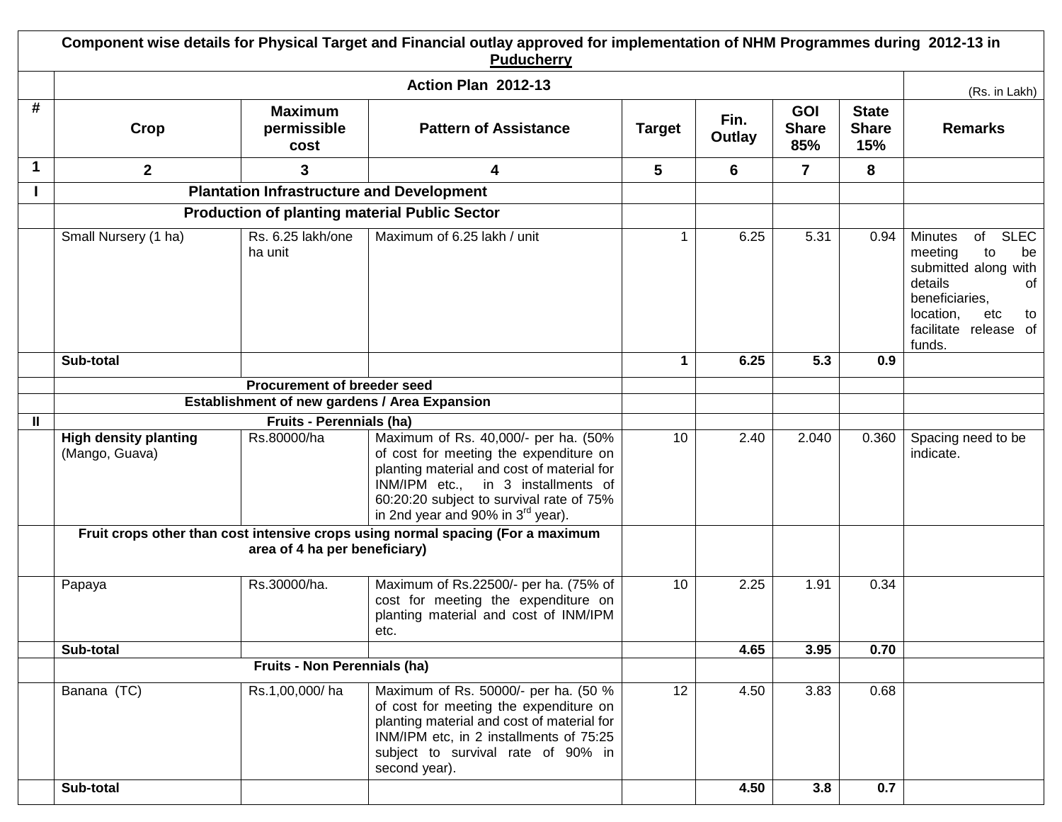## Component wise details for Physical Target and Financial outlay approved for implementation of NHM Programmes during 2012-13 in Puducherry

| # | Action Plan 2012-13 | | | | | | | (Rs. in Lakh) |
|---|---|---|---|---|---|---|---|---|
| **#** | **Crop** | **Maximum permissible cost** | **Pattern of Assistance** | **Target** | **Fin. Outlay** | **GOI Share 85%** | **State Share 15%** | **Remarks** |
| **1** | **2** | **3** | **4** | **5** | **6** | **7** | **8** | |
| **I** | **Plantation Infrastructure and Development** | | | | | | | |
| | **Production of planting material Public Sector** | | | | | | | |
| | Small Nursery (1 ha) | Rs. 6.25 lakh/one ha unit | Maximum of 6.25 lakh / unit | 1 | 6.25 | 5.31 | 0.94 | Minutes of SLEC meeting to be submitted along with details of beneficiaries, location, etc to facilitate release of funds. |
| | **Sub-total** | | | **1** | **6.25** | **5.3** | **0.9** | |
| | **Procurement of breeder seed** | | | | | | | |
| | **Establishment of new gardens / Area Expansion** | | | | | | | |
| **II** | **Fruits - Perennials (ha)** | | | | | | | |
| | **High density planting** (Mango, Guava) | Rs.80000/ha | Maximum of Rs. 40,000/- per ha. (50% of cost for meeting the expenditure on planting material and cost of material for INM/IPM etc., in 3 installments of 60:20:20 subject to survival rate of 75% in 2nd year and 90% in 3rd year). | 10 | 2.40 | 2.040 | 0.360 | Spacing need to be indicate. |
| | **Fruit crops other than cost intensive crops using normal spacing (For a maximum area of 4 ha per beneficiary)** | | | | | | | |
| | Papaya | Rs.30000/ha. | Maximum of Rs.22500/- per ha. (75% of cost for meeting the expenditure on planting material and cost of INM/IPM etc. | 10 | 2.25 | 1.91 | 0.34 | |
| | **Sub-total** | | | | **4.65** | **3.95** | **0.70** | |
| | **Fruits - Non Perennials (ha)** | | | | | | | |
| | Banana (TC) | Rs.1,00,000/ ha | Maximum of Rs. 50000/- per ha. (50 % of cost for meeting the expenditure on planting material and cost of material for INM/IPM etc, in 2 installments of 75:25 subject to survival rate of 90% in second year). | 12 | 4.50 | 3.83 | 0.68 | |
| | **Sub-total** | | | | **4.50** | **3.8** | **0.7** | |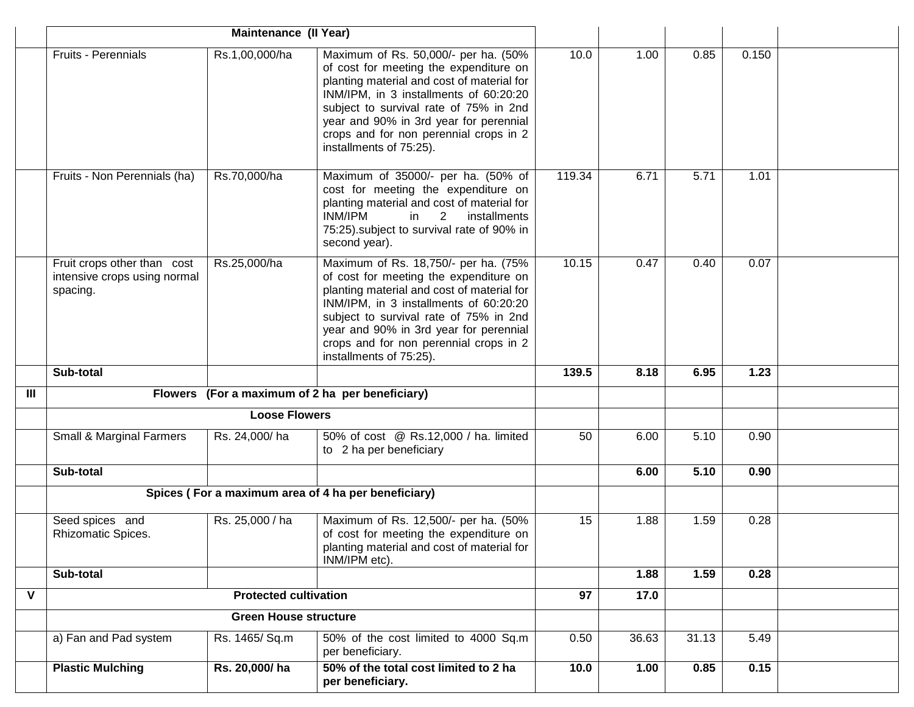| | | | | | | | | |
|---|---|---|---|---|---|---|---|---|
| | Maintenance (II Year) | | | | | | | |
| | Fruits - Perennials | Rs.1,00,000/ha | Maximum of Rs. 50,000/- per ha. (50% of cost for meeting the expenditure on planting material and cost of material for INM/IPM, in 3 installments of 60:20:20 subject to survival rate of 75% in 2nd year and 90% in 3rd year for perennial crops and for non perennial crops in 2 installments of 75:25). | 10.0 | 1.00 | 0.85 | 0.150 | |
| | Fruits - Non Perennials (ha) | Rs.70,000/ha | Maximum of 35000/- per ha. (50% of cost for meeting the expenditure on planting material and cost of material for INM/IPM in 2 installments 75:25).subject to survival rate of 90% in second year). | 119.34 | 6.71 | 5.71 | 1.01 | |
| | Fruit crops other than cost intensive crops using normal spacing. | Rs.25,000/ha | Maximum of Rs. 18,750/- per ha. (75% of cost for meeting the expenditure on planting material and cost of material for INM/IPM, in 3 installments of 60:20:20 subject to survival rate of 75% in 2nd year and 90% in 3rd year for perennial crops and for non perennial crops in 2 installments of 75:25). | 10.15 | 0.47 | 0.40 | 0.07 | |
| | **Sub-total** | | | **139.5** | **8.18** | **6.95** | **1.23** | |
| **III** | **Flowers (For a maximum of 2 ha per beneficiary)** | | | | | | | |
| | **Loose Flowers** | | | | | | | |
| | Small & Marginal Farmers | Rs. 24,000/ ha | 50% of cost @ Rs.12,000 / ha. limited to 2 ha per beneficiary | 50 | 6.00 | 5.10 | 0.90 | |
| | **Sub-total** | | | | **6.00** | **5.10** | **0.90** | |
| | **Spices ( For a maximum area of 4 ha per beneficiary)** | | | | | | | |
| | Seed spices and Rhizomatic Spices. | Rs. 25,000 / ha | Maximum of Rs. 12,500/- per ha. (50% of cost for meeting the expenditure on planting material and cost of material for INM/IPM etc). | 15 | 1.88 | 1.59 | 0.28 | |
| | **Sub-total** | | | | **1.88** | **1.59** | **0.28** | |
| **V** | **Protected cultivation** | | | **97** | **17.0** | | | |
| | **Green House structure** | | | | | | | |
| | a) Fan and Pad system | Rs. 1465/ Sq.m | 50% of the cost limited to 4000 Sq.m per beneficiary. | 0.50 | 36.63 | 31.13 | 5.49 | |
| | **Plastic Mulching** | **Rs. 20,000/ ha** | **50% of the total cost limited to 2 ha per beneficiary.** | **10.0** | **1.00** | **0.85** | **0.15** | |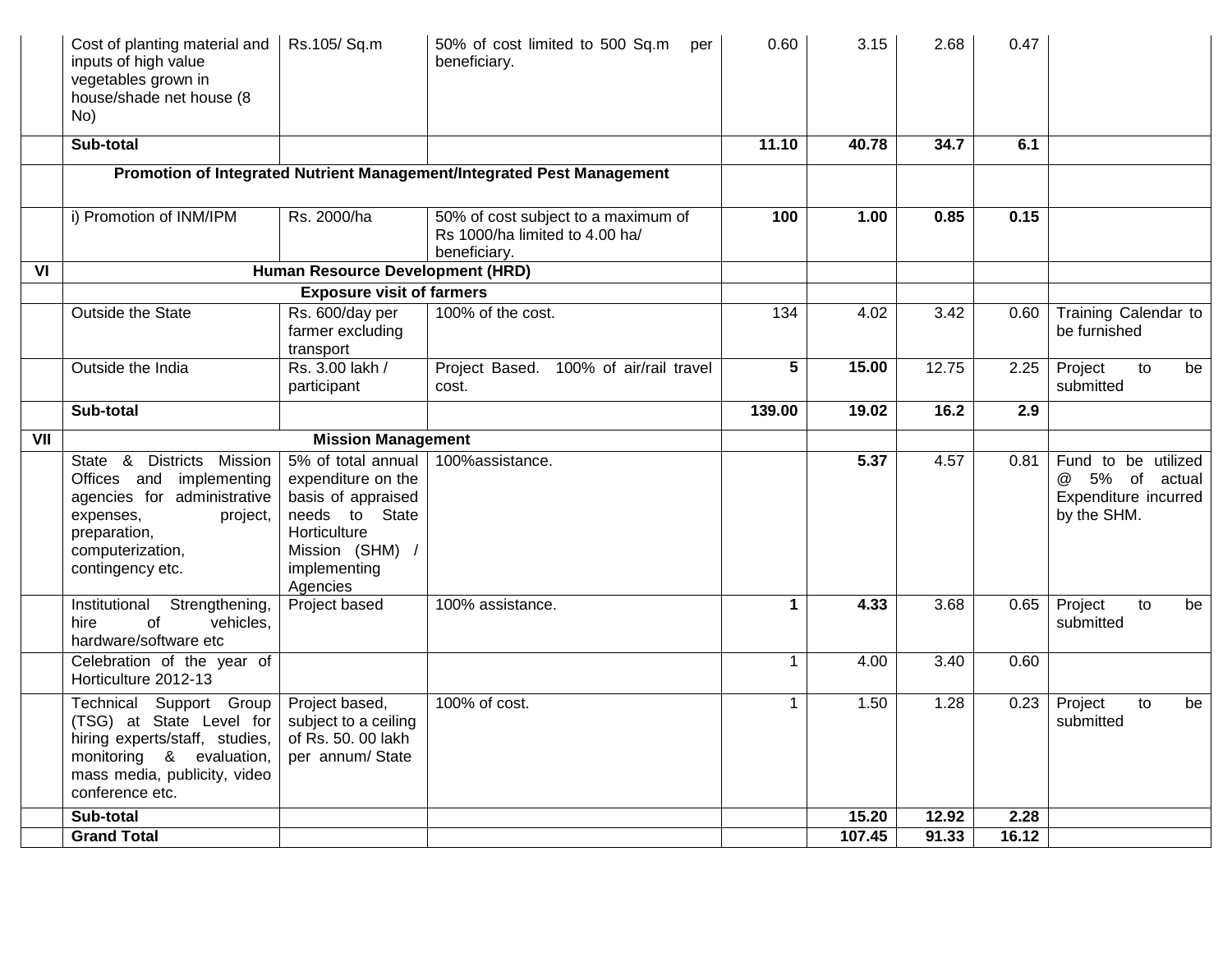| | | | | | | | | |
|---|---|---|---|---|---|---|---|---|
| | Cost of planting material and inputs of high value vegetables grown in house/shade net house (8 No) | Rs.105/ Sq.m | 50% of cost limited to 500 Sq.m per beneficiary. | 0.60 | 3.15 | 2.68 | 0.47 | |
| | **Sub-total** | | | **11.10** | **40.78** | **34.7** | **6.1** | |
| | **Promotion of Integrated Nutrient Management/Integrated Pest Management** | | | | | | | |
| | i) Promotion of INM/IPM | Rs. 2000/ha | 50% of cost subject to a maximum of Rs 1000/ha limited to 4.00 ha/ beneficiary. | **100** | **1.00** | **0.85** | **0.15** | |
| **VI** | **Human Resource Development (HRD)** | | | | | | | |
| | **Exposure visit of farmers** | | | | | | | |
| | Outside the State | Rs. 600/day per farmer excluding transport | 100% of the cost. | 134 | 4.02 | 3.42 | 0.60 | Training Calendar to be furnished |
| | Outside the India | Rs. 3.00 lakh / participant | Project Based. 100% of air/rail travel cost. | **5** | **15.00** | 12.75 | 2.25 | Project to be submitted |
| | **Sub-total** | | | **139.00** | **19.02** | **16.2** | **2.9** | |
| **VII** | **Mission Management** | | | | | | | |
| | State & Districts Mission Offices and implementing agencies for administrative expenses, project, preparation, computerization, contingency etc. | 5% of total annual expenditure on the basis of appraised needs to State Horticulture Mission (SHM) / implementing Agencies | 100%assistance. | | **5.37** | 4.57 | 0.81 | Fund to be utilized @ 5% of actual Expenditure incurred by the SHM. |
| | Institutional Strengthening, hire of vehicles, hardware/software etc | Project based | 100% assistance. | **1** | **4.33** | 3.68 | 0.65 | Project to be submitted |
| | Celebration of the year of Horticulture 2012-13 | | | 1 | 4.00 | 3.40 | 0.60 | |
| | Technical Support Group (TSG) at State Level for hiring experts/staff, studies, monitoring & evaluation, mass media, publicity, video conference etc. | Project based, subject to a ceiling of Rs. 50. 00 lakh per annum/ State | 100% of cost. | 1 | 1.50 | 1.28 | 0.23 | Project to be submitted |
| | **Sub-total** | | | | **15.20** | **12.92** | **2.28** | |
| | **Grand Total** | | | | **107.45** | **91.33** | **16.12** | |